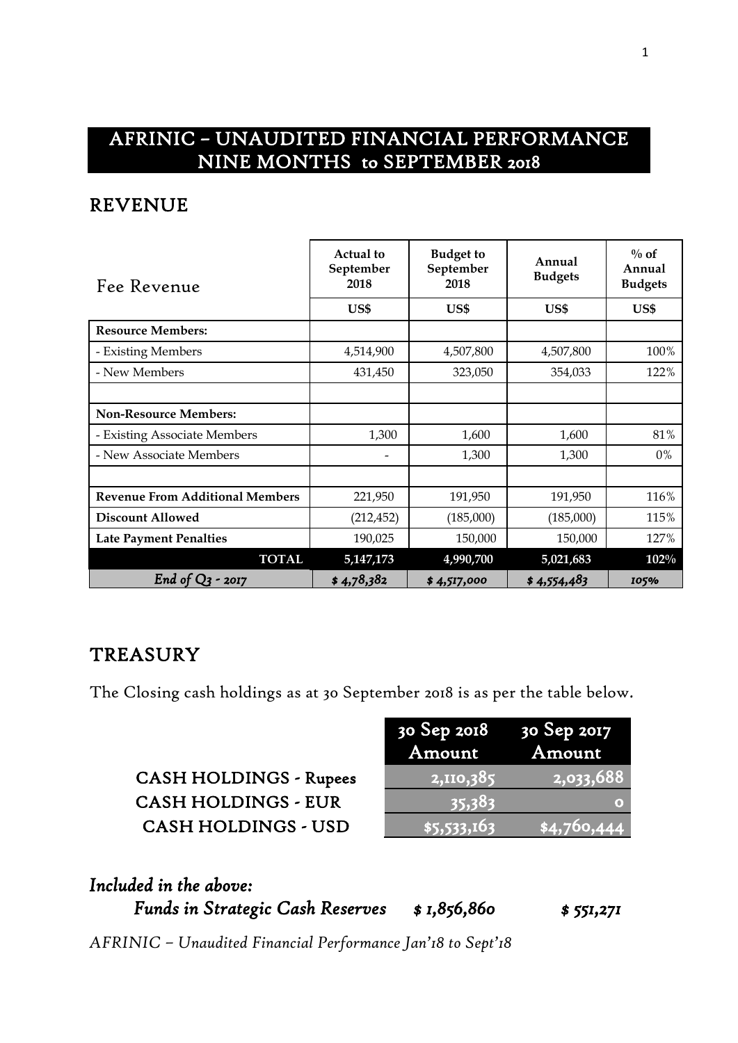# AFRINIC – UNAUDITED FINANCIAL PERFORMANCE NINE MONTHS to SEPTEMBER 2018

## REVENUE

| Fee Revenue | Actual to September 2018 | Budget to September 2018 | Annual Budgets | % of Annual Budgets |
|---|---|---|---|---|
| | US$ | US$ | US$ | US$ |
| **Resource Members:** | | | | |
| - Existing Members | 4,514,900 | 4,507,800 | 4,507,800 | 100% |
| - New Members | 431,450 | 323,050 | 354,033 | 122% |
| | | | | |
| **Non-Resource Members:** | | | | |
| - Existing Associate Members | 1,300 | 1,600 | 1,600 | 81% |
| - New Associate Members | - | 1,300 | 1,300 | 0% |
| | | | | |
| **Revenue From Additional Members** | 221,950 | 191,950 | 191,950 | 116% |
| **Discount Allowed** | (212,452) | (185,000) | (185,000) | 115% |
| **Late Payment Penalties** | 190,025 | 150,000 | 150,000 | 127% |
| **TOTAL** | **5,147,173** | **4,990,700** | **5,021,683** | **102%** |
| *End of Q3 - 2017* | *$ 4,78,382* | *$ 4,517,000* | *$ 4,554,483* | *105%* |

## TREASURY

The Closing cash holdings as at 30 September 2018 is as per the table below.

| | 30 Sep 2018 Amount | 30 Sep 2017 Amount |
|---|---|---|
| CASH HOLDINGS - Rupees | 2,110,385 | 2,033,688 |
| CASH HOLDINGS - EUR | 35,383 | 0 |
| CASH HOLDINGS - USD | $5,533,163 | $4,760,444 |

***Included in the above:***

*Funds in Strategic Cash Reserves* *$ 1,856,860* *$ 551,271*

*AFRINIC – Unaudited Financial Performance Jan'18 to Sept'18*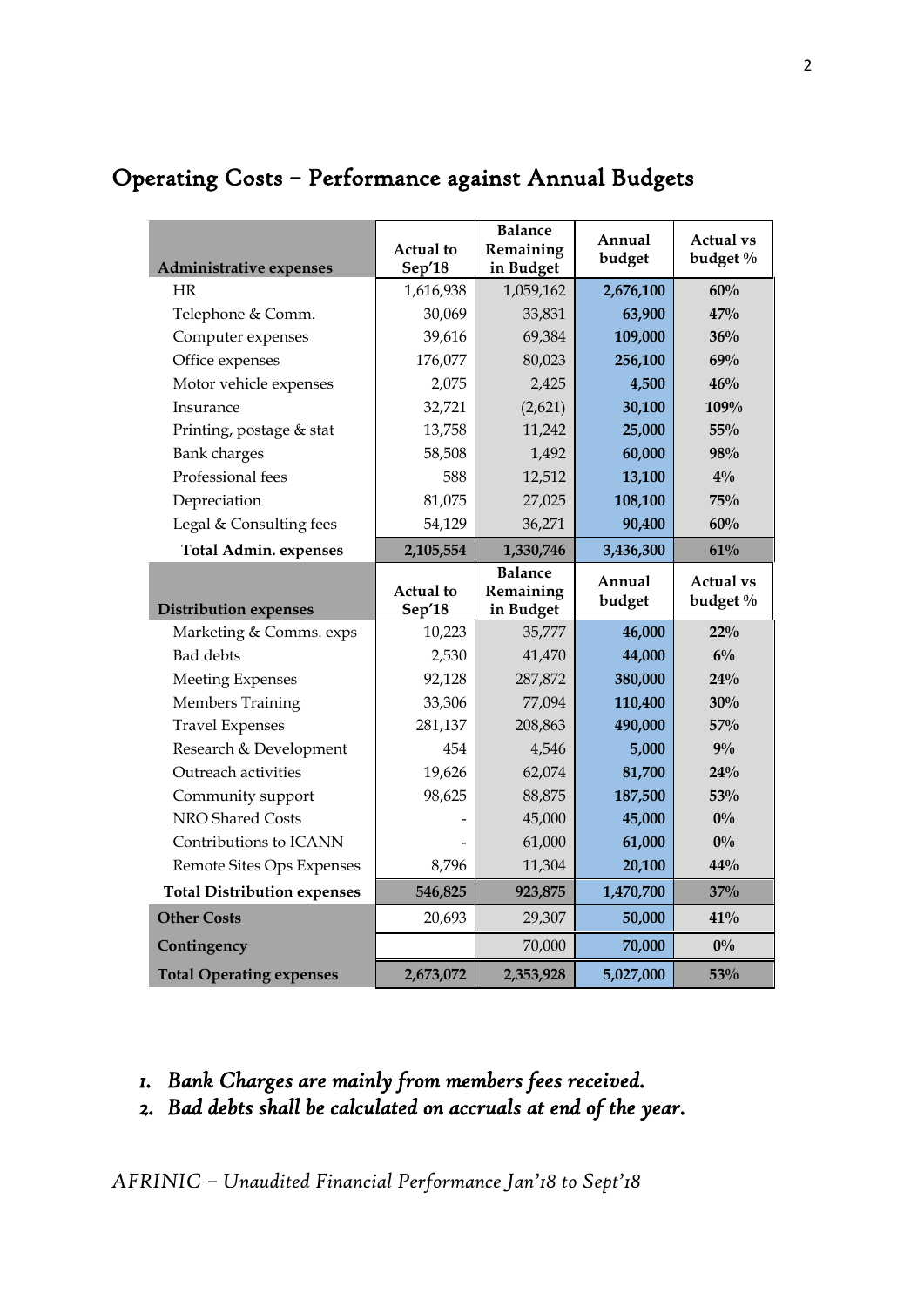# Operating Costs – Performance against Annual Budgets

| Administrative expenses | Actual to Sep'18 | Balance Remaining in Budget | Annual budget | Actual vs budget % |
|---|---|---|---|---|
| HR | 1,616,938 | 1,059,162 | **2,676,100** | **60%** |
| Telephone & Comm. | 30,069 | 33,831 | **63,900** | **47%** |
| Computer expenses | 39,616 | 69,384 | **109,000** | **36%** |
| Office expenses | 176,077 | 80,023 | **256,100** | **69%** |
| Motor vehicle expenses | 2,075 | 2,425 | **4,500** | **46%** |
| Insurance | 32,721 | (2,621) | **30,100** | **109%** |
| Printing, postage & stat | 13,758 | 11,242 | **25,000** | **55%** |
| Bank charges | 58,508 | 1,492 | **60,000** | **98%** |
| Professional fees | 588 | 12,512 | **13,100** | **4%** |
| Depreciation | 81,075 | 27,025 | **108,100** | **75%** |
| Legal & Consulting fees | 54,129 | 36,271 | **90,400** | **60%** |
| **Total Admin. expenses** | **2,105,554** | **1,330,746** | **3,436,300** | **61%** |
| **Distribution expenses** | **Actual to Sep'18** | **Balance Remaining in Budget** | **Annual budget** | **Actual vs budget %** |
| Marketing & Comms. exps | 10,223 | 35,777 | **46,000** | **22%** |
| Bad debts | 2,530 | 41,470 | **44,000** | **6%** |
| Meeting Expenses | 92,128 | 287,872 | **380,000** | **24%** |
| Members Training | 33,306 | 77,094 | **110,400** | **30%** |
| Travel Expenses | 281,137 | 208,863 | **490,000** | **57%** |
| Research & Development | 454 | 4,546 | **5,000** | **9%** |
| Outreach activities | 19,626 | 62,074 | **81,700** | **24%** |
| Community support | 98,625 | 88,875 | **187,500** | **53%** |
| NRO Shared Costs | - | 45,000 | **45,000** | **0%** |
| Contributions to ICANN | - | 61,000 | **61,000** | **0%** |
| Remote Sites Ops Expenses | 8,796 | 11,304 | **20,100** | **44%** |
| **Total Distribution expenses** | **546,825** | **923,875** | **1,470,700** | **37%** |
| **Other Costs** | 20,693 | 29,307 | **50,000** | **41%** |
| **Contingency** | | 70,000 | **70,000** | **0%** |
| **Total Operating expenses** | **2,673,072** | **2,353,928** | **5,027,000** | **53%** |

1. *Bank Charges are mainly from members fees received.*
2. *Bad debts shall be calculated on accruals at end of the year.*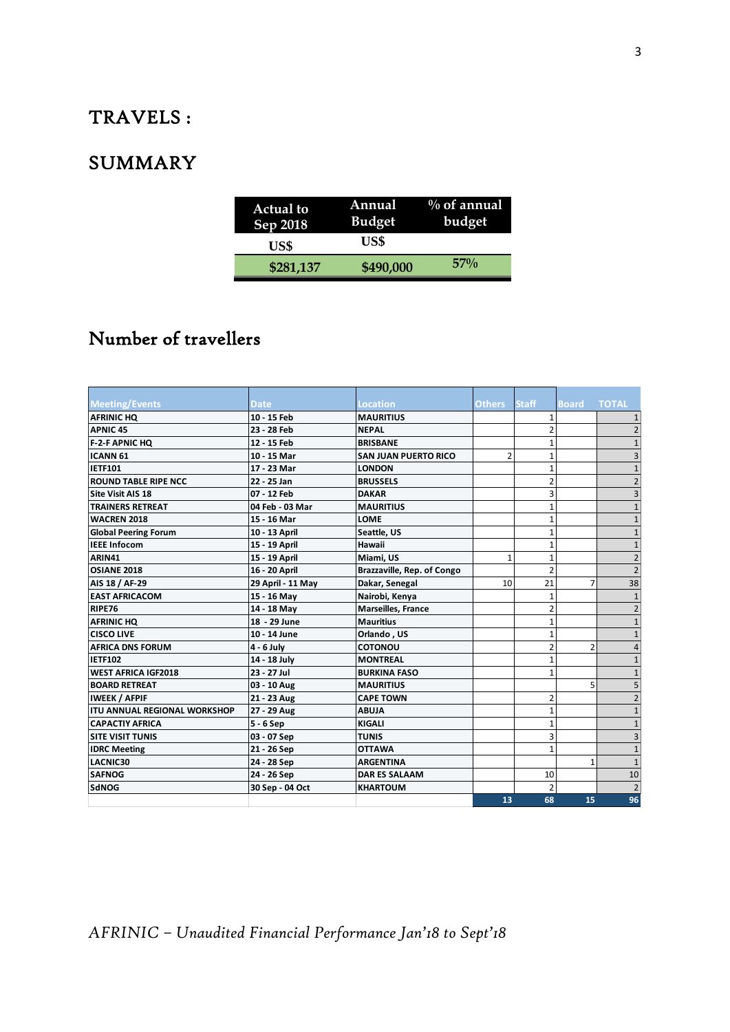# TRAVELS :

## SUMMARY

| Actual to Sep 2018 | Annual Budget | % of annual budget |
|---|---|---|
| US$ | US$ | |
| $281,137 | $490,000 | 57% |

## Number of travellers

| Meeting/Events | Date | Location | Others | Staff | Board | TOTAL |
|---|---|---|---|---|---|---|
| AFRINIC HQ | 10 - 15 Feb | MAURITIUS | | 1 | | 1 |
| APNIC 45 | 23 - 28 Feb | NEPAL | | 2 | | 2 |
| F-2-F APNIC HQ | 12 - 15 Feb | BRISBANE | | 1 | | 1 |
| ICANN 61 | 10 - 15 Mar | SAN JUAN PUERTO RICO | 2 | 1 | | 3 |
| IETF101 | 17 - 23 Mar | LONDON | | 1 | | 1 |
| ROUND TABLE RIPE NCC | 22 - 25 Jan | BRUSSELS | | 2 | | 2 |
| Site Visit AIS 18 | 07 - 12 Feb | DAKAR | | 3 | | 3 |
| TRAINERS RETREAT | 04 Feb - 03 Mar | MAURITIUS | | 1 | | 1 |
| WACREN 2018 | 15 - 16 Mar | LOME | | 1 | | 1 |
| Global Peering Forum | 10 - 13 April | Seattle, US | | 1 | | 1 |
| IEEE Infocom | 15 - 19 April | Hawaii | | 1 | | 1 |
| ARIN41 | 15 - 19 April | Miami, US | 1 | 1 | | 2 |
| OSIANE 2018 | 16 - 20 April | Brazzaville, Rep. of Congo | | 2 | | 2 |
| AIS 18 / AF-29 | 29 April - 11 May | Dakar, Senegal | 10 | 21 | 7 | 38 |
| EAST AFRICACOM | 15 - 16 May | Nairobi, Kenya | | 1 | | 1 |
| RIPE76 | 14 - 18 May | Marseilles, France | | 2 | | 2 |
| AFRINIC HQ | 18 - 29 June | Mauritius | | 1 | | 1 |
| CISCO LIVE | 10 - 14 June | Orlando , US | | 1 | | 1 |
| AFRICA DNS FORUM | 4 - 6 July | COTONOU | | 2 | 2 | 4 |
| IETF102 | 14 - 18 July | MONTREAL | | 1 | | 1 |
| WEST AFRICA IGF2018 | 23 - 27 Jul | BURKINA FASO | | 1 | | 1 |
| BOARD RETREAT | 03 - 10 Aug | MAURITIUS | | | 5 | 5 |
| IWEEK / AFPIF | 21 - 23 Aug | CAPE TOWN | | 2 | | 2 |
| ITU ANNUAL REGIONAL WORKSHOP | 27 - 29 Aug | ABUJA | | 1 | | 1 |
| CAPACTIY AFRICA | 5 - 6 Sep | KIGALI | | 1 | | 1 |
| SITE VISIT TUNIS | 03 - 07 Sep | TUNIS | | 3 | | 3 |
| IDRC Meeting | 21 - 26 Sep | OTTAWA | | 1 | | 1 |
| LACNIC30 | 24 - 28 Sep | ARGENTINA | | | 1 | 1 |
| SAFNOG | 24 - 26 Sep | DAR ES SALAAM | | 10 | | 10 |
| SdNOG | 30 Sep - 04 Oct | KHARTOUM | | 2 | | 2 |
| | | | 13 | 68 | 15 | 96 |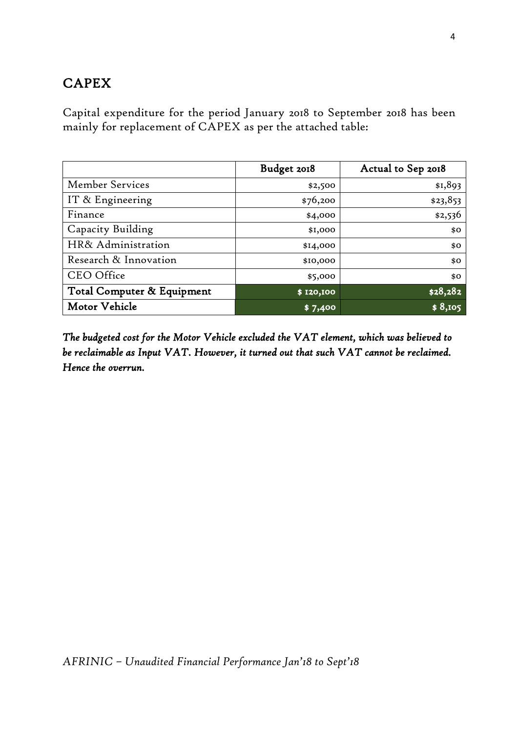## CAPEX

Capital expenditure for the period January 2018 to September 2018 has been mainly for replacement of CAPEX as per the attached table:

| | Budget 2018 | Actual to Sep 2018 |
|---|---|---|
| Member Services | $2,500 | $1,893 |
| IT & Engineering | $76,200 | $23,853 |
| Finance | $4,000 | $2,536 |
| Capacity Building | $1,000 | $0 |
| HR& Administration | $14,000 | $0 |
| Research & Innovation | $10,000 | $0 |
| CEO Office | $5,000 | $0 |
| **Total Computer & Equipment** | **$ 120,100** | **$28,282** |
| **Motor Vehicle** | **$ 7,400** | **$ 8,105** |

***The budgeted cost for the Motor Vehicle excluded the VAT element, which was believed to be reclaimable as Input VAT. However, it turned out that such VAT cannot be reclaimed. Hence the overrun.***